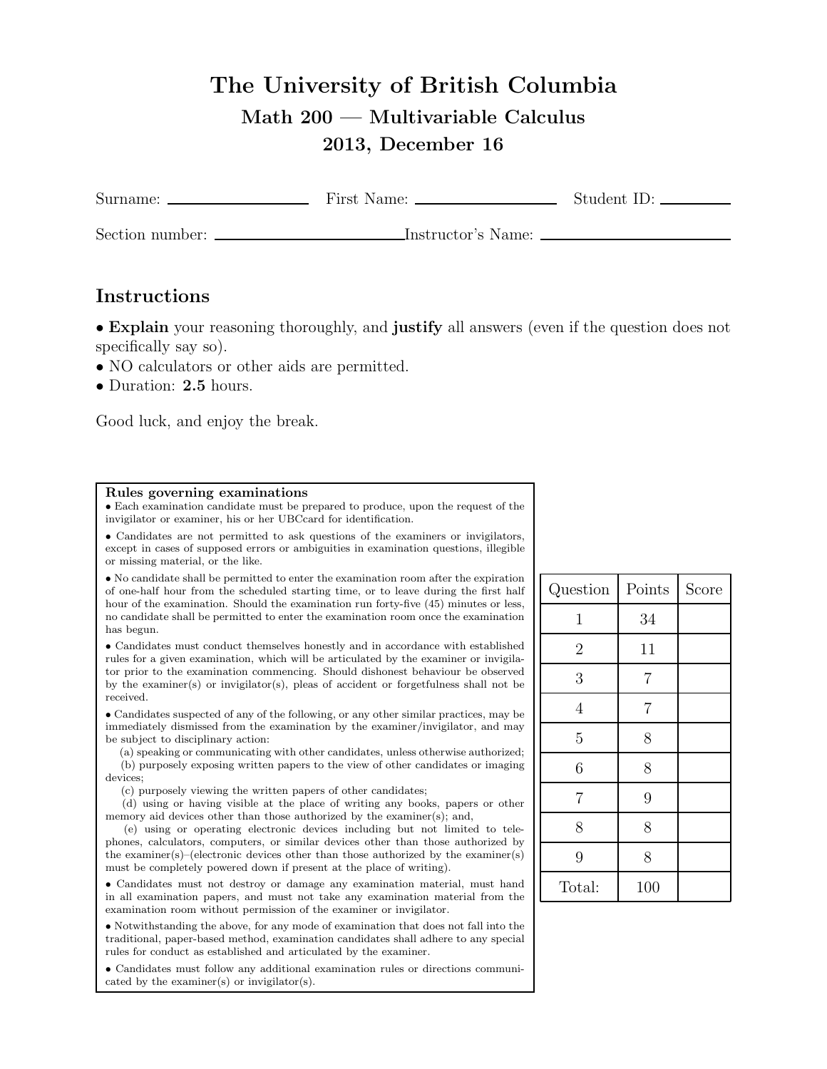# The University of British Columbia

## Math 200 — Multivariable Calculus

## 2013, December 16

Surname: ________________ First Name: ________________ Student ID: ________

Section number: ________________________ Instructor's Name: ________________________

## Instructions

- **Explain** your reasoning thoroughly, and **justify** all answers (even if the question does not specifically say so).
- NO calculators or other aids are permitted.
- Duration: **2.5** hours.

Good luck, and enjoy the break.

**Rules governing examinations**

- Each examination candidate must be prepared to produce, upon the request of the invigilator or examiner, his or her UBCcard for identification.
- Candidates are not permitted to ask questions of the examiners or invigilators, except in cases of supposed errors or ambiguities in examination questions, illegible or missing material, or the like.
- No candidate shall be permitted to enter the examination room after the expiration of one-half hour from the scheduled starting time, or to leave during the first half hour of the examination. Should the examination run forty-five (45) minutes or less, no candidate shall be permitted to enter the examination room once the examination has begun.
- Candidates must conduct themselves honestly and in accordance with established rules for a given examination, which will be articulated by the examiner or invigilator prior to the examination commencing. Should dishonest behaviour be observed by the examiner(s) or invigilator(s), pleas of accident or forgetfulness shall not be received.
- Candidates suspected of any of the following, or any other similar practices, may be immediately dismissed from the examination by the examiner/invigilator, and may be subject to disciplinary action:
  - (a) speaking or communicating with other candidates, unless otherwise authorized;
  - (b) purposely exposing written papers to the view of other candidates or imaging devices;
  - (c) purposely viewing the written papers of other candidates;
  - (d) using or having visible at the place of writing any books, papers or other memory aid devices other than those authorized by the examiner(s); and,
  - (e) using or operating electronic devices including but not limited to telephones, calculators, computers, or similar devices other than those authorized by the examiner(s)–(electronic devices other than those authorized by the examiner(s) must be completely powered down if present at the place of writing).
- Candidates must not destroy or damage any examination material, must hand in all examination papers, and must not take any examination material from the examination room without permission of the examiner or invigilator.
- Notwithstanding the above, for any mode of examination that does not fall into the traditional, paper-based method, examination candidates shall adhere to any special rules for conduct as established and articulated by the examiner.
- Candidates must follow any additional examination rules or directions communicated by the examiner(s) or invigilator(s).

| Question | Points | Score |
|---|---|---|
| 1 | 34 | |
| 2 | 11 | |
| 3 | 7 | |
| 4 | 7 | |
| 5 | 8 | |
| 6 | 8 | |
| 7 | 9 | |
| 8 | 8 | |
| 9 | 8 | |
| Total: | 100 | |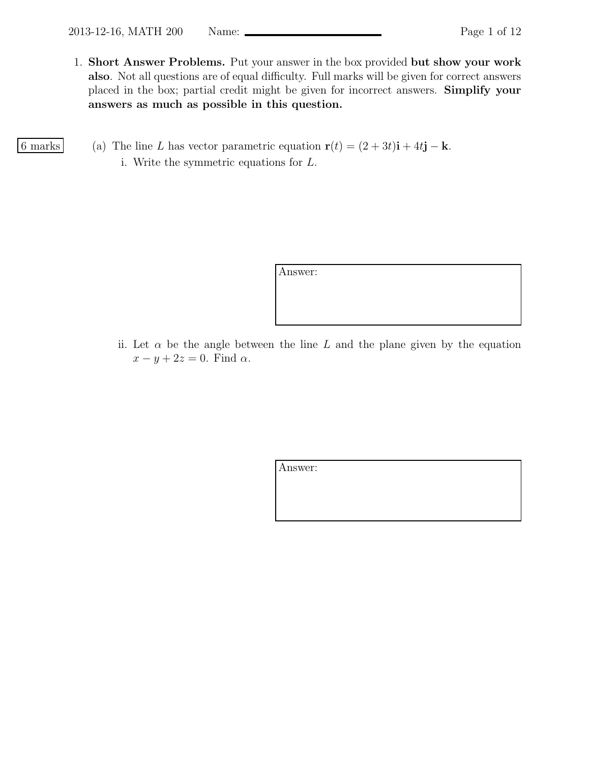1. **Short Answer Problems.** Put your answer in the box provided **but show your work also**. Not all questions are of equal difficulty. Full marks will be given for correct answers placed in the box; partial credit might be given for incorrect answers. **Simplify your answers as much as possible in this question.**

6 marks

(a) The line $L$ has vector parametric equation $\mathbf{r}(t) = (2 + 3t)\mathbf{i} + 4t\mathbf{j} - \mathbf{k}$.

i. Write the symmetric equations for $L$.

Answer:

ii. Let $\alpha$ be the angle between the line $L$ and the plane given by the equation $x - y + 2z = 0$. Find $\alpha$.

Answer: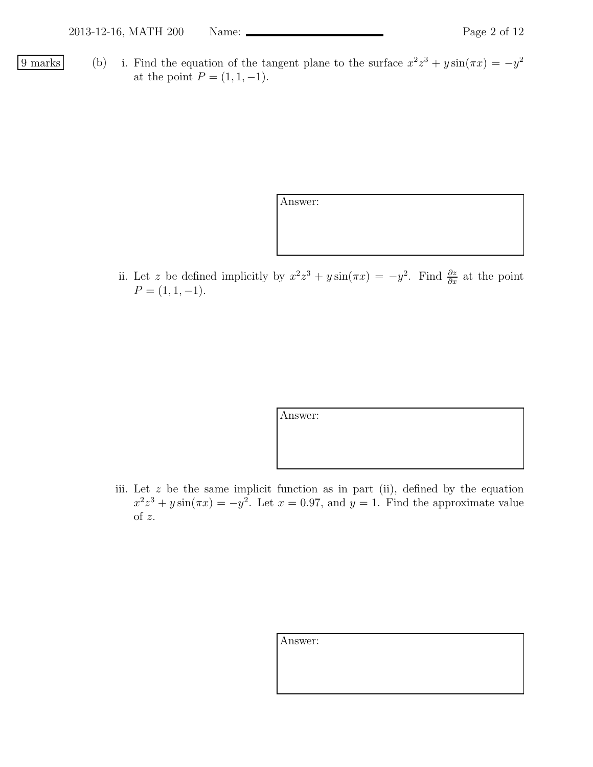9 marks

(b) i. Find the equation of the tangent plane to the surface $x^2z^3 + y\sin(\pi x) = -y^2$ at the point $P = (1, 1, -1)$.

Answer:

ii. Let $z$ be defined implicitly by $x^2z^3 + y\sin(\pi x) = -y^2$. Find $\frac{\partial z}{\partial x}$ at the point $P = (1, 1, -1)$.

Answer:

iii. Let $z$ be the same implicit function as in part (ii), defined by the equation $x^2z^3 + y\sin(\pi x) = -y^2$. Let $x = 0.97$, and $y = 1$. Find the approximate value of $z$.

Answer: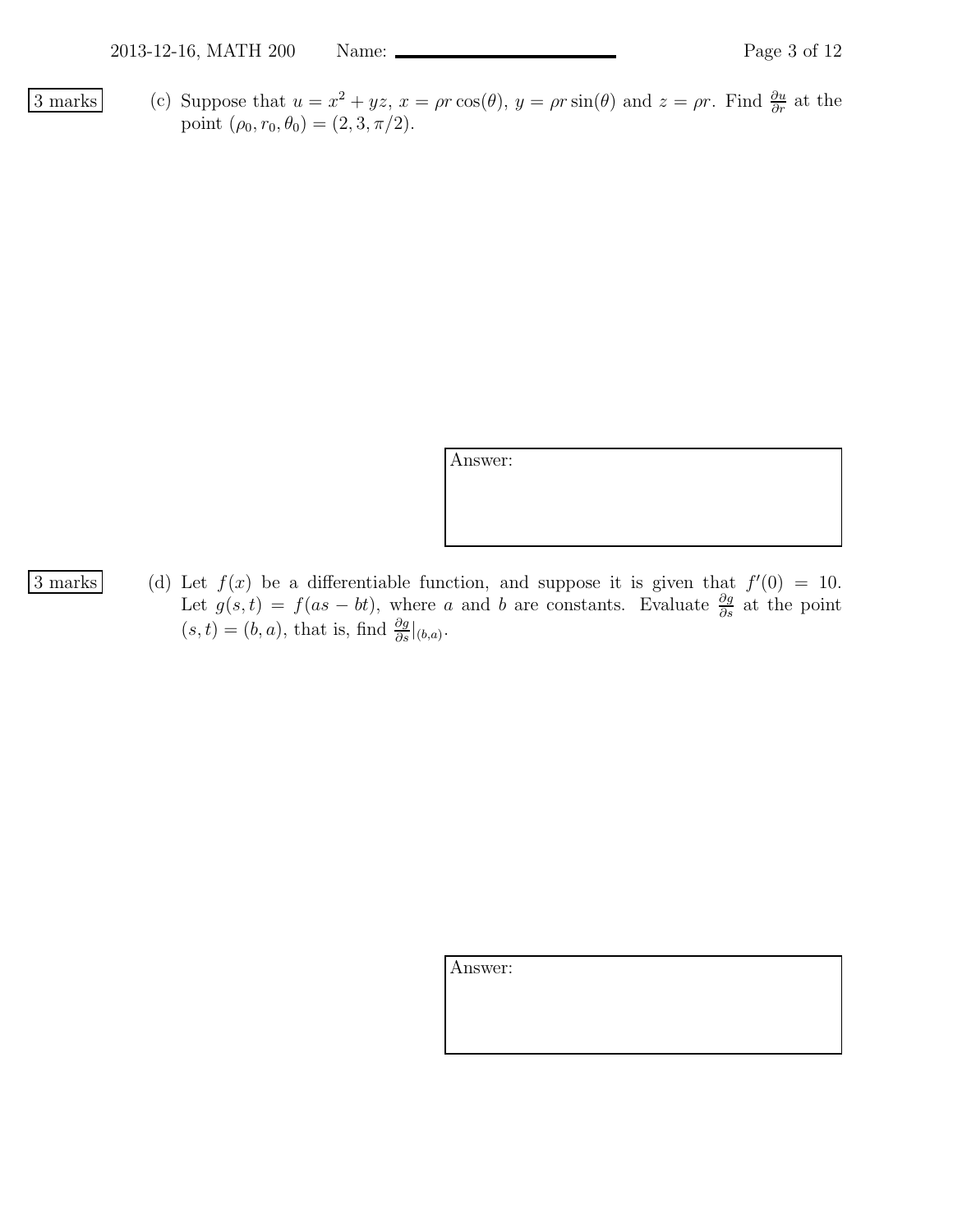3 marks

(c) Suppose that $u = x^2 + yz$, $x = \rho r \cos(\theta)$, $y = \rho r \sin(\theta)$ and $z = \rho r$. Find $\frac{\partial u}{\partial r}$ at the point $(\rho_0, r_0, \theta_0) = (2, 3, \pi/2)$.

Answer:

3 marks

(d) Let $f(x)$ be a differentiable function, and suppose it is given that $f'(0) = 10$. Let $g(s,t) = f(as - bt)$, where $a$ and $b$ are constants. Evaluate $\frac{\partial g}{\partial s}$ at the point $(s,t) = (b,a)$, that is, find $\frac{\partial g}{\partial s}|_{(b,a)}$.

Answer: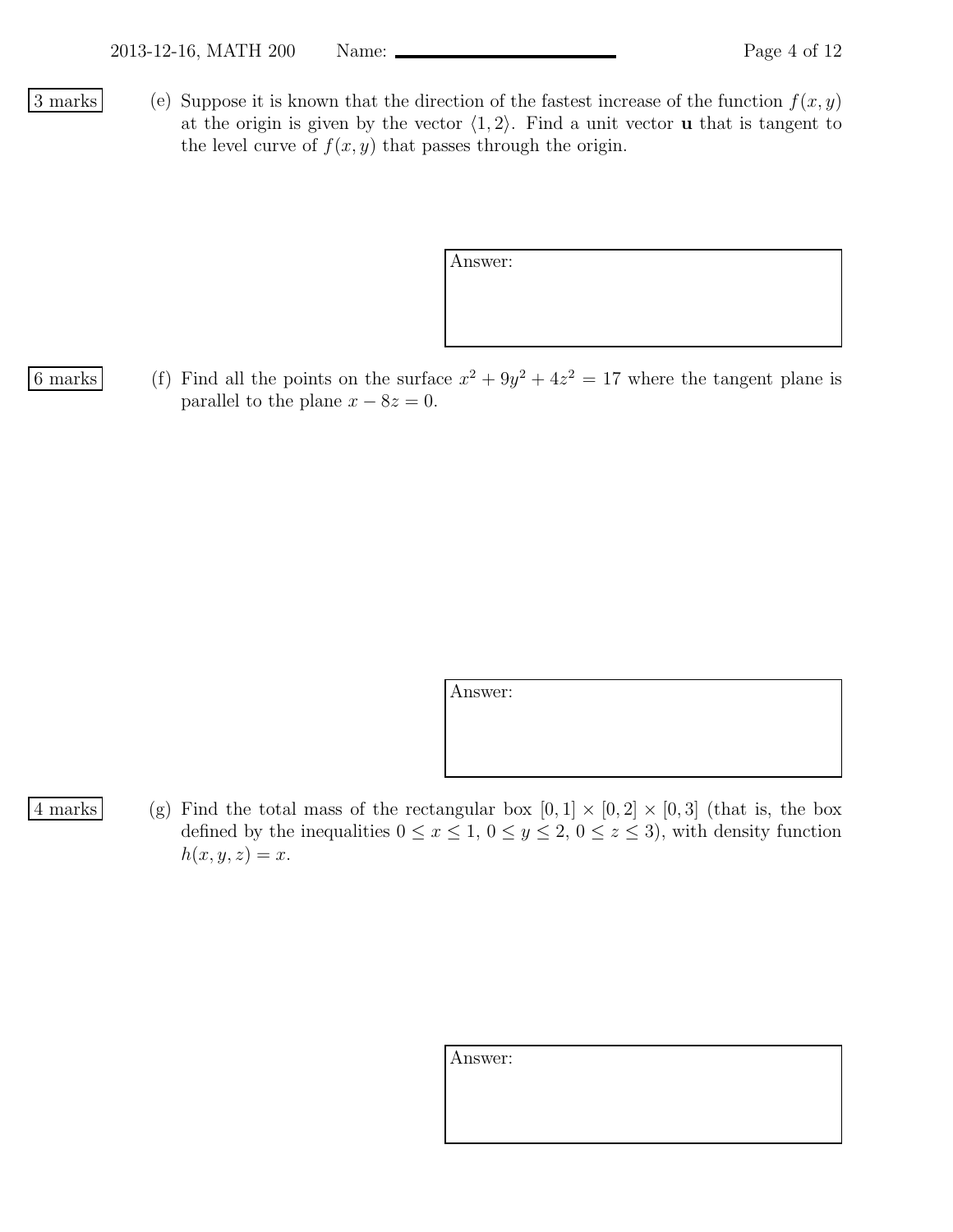3 marks

(e) Suppose it is known that the direction of the fastest increase of the function $f(x, y)$ at the origin is given by the vector $\langle 1, 2 \rangle$. Find a unit vector $\mathbf{u}$ that is tangent to the level curve of $f(x, y)$ that passes through the origin.

Answer:

6 marks

(f) Find all the points on the surface $x^2 + 9y^2 + 4z^2 = 17$ where the tangent plane is parallel to the plane $x - 8z = 0$.

Answer:

4 marks

(g) Find the total mass of the rectangular box $[0, 1] \times [0, 2] \times [0, 3]$ (that is, the box defined by the inequalities $0 \le x \le 1$, $0 \le y \le 2$, $0 \le z \le 3$), with density function $h(x, y, z) = x$.

Answer: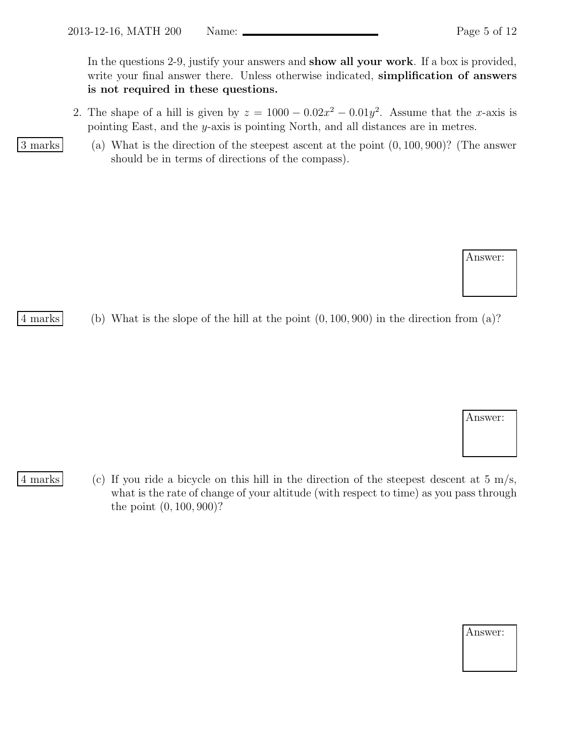In the questions 2-9, justify your answers and **show all your work**. If a box is provided, write your final answer there. Unless otherwise indicated, **simplification of answers is not required in these questions.**

2. The shape of a hill is given by $z = 1000 - 0.02x^2 - 0.01y^2$. Assume that the $x$-axis is pointing East, and the $y$-axis is pointing North, and all distances are in metres.

   3 marks (a) What is the direction of the steepest ascent at the point $(0, 100, 900)$? (The answer should be in terms of directions of the compass).

   Answer:

   4 marks (b) What is the slope of the hill at the point $(0, 100, 900)$ in the direction from (a)?

   Answer:

   4 marks (c) If you ride a bicycle on this hill in the direction of the steepest descent at 5 m/s, what is the rate of change of your altitude (with respect to time) as you pass through the point $(0, 100, 900)$?

   Answer: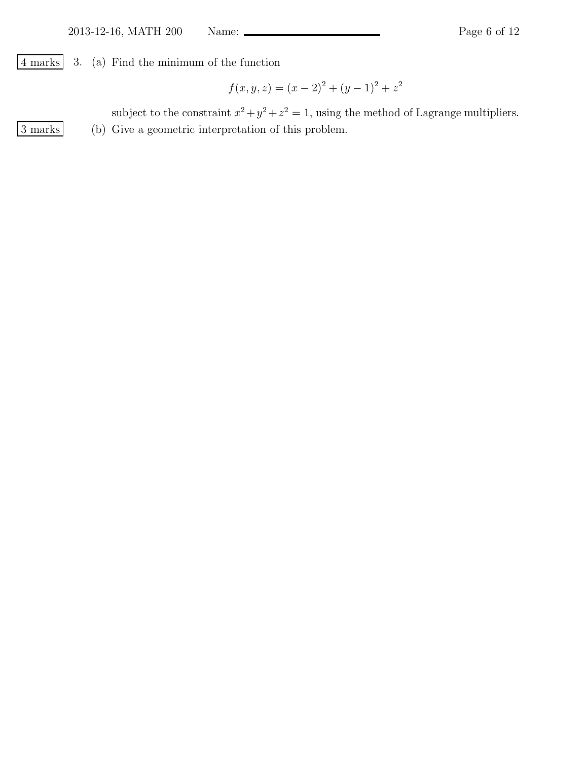4 marks 3. (a) Find the minimum of the function

$$f(x, y, z) = (x-2)^2 + (y-1)^2 + z^2$$

subject to the constraint $x^2 + y^2 + z^2 = 1$, using the method of Lagrange multipliers.

3 marks (b) Give a geometric interpretation of this problem.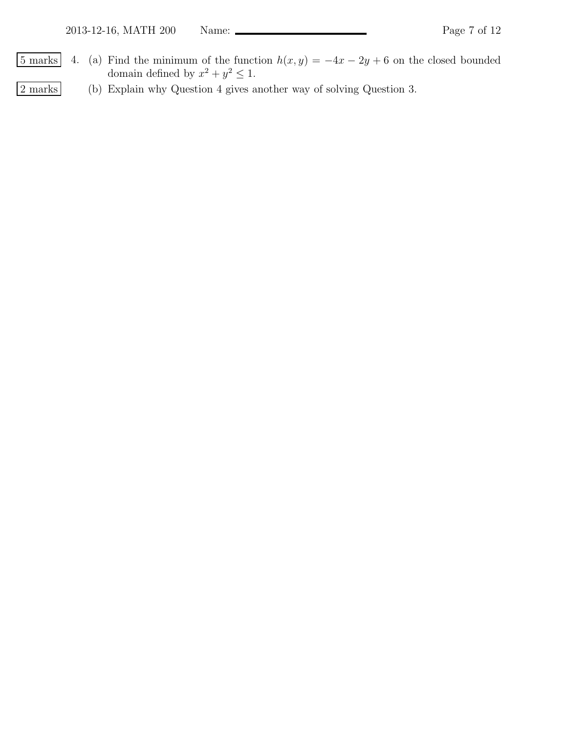5 marks 4. (a) Find the minimum of the function $h(x, y) = -4x - 2y + 6$ on the closed bounded domain defined by $x^2 + y^2 \leq 1$.

2 marks (b) Explain why Question 4 gives another way of solving Question 3.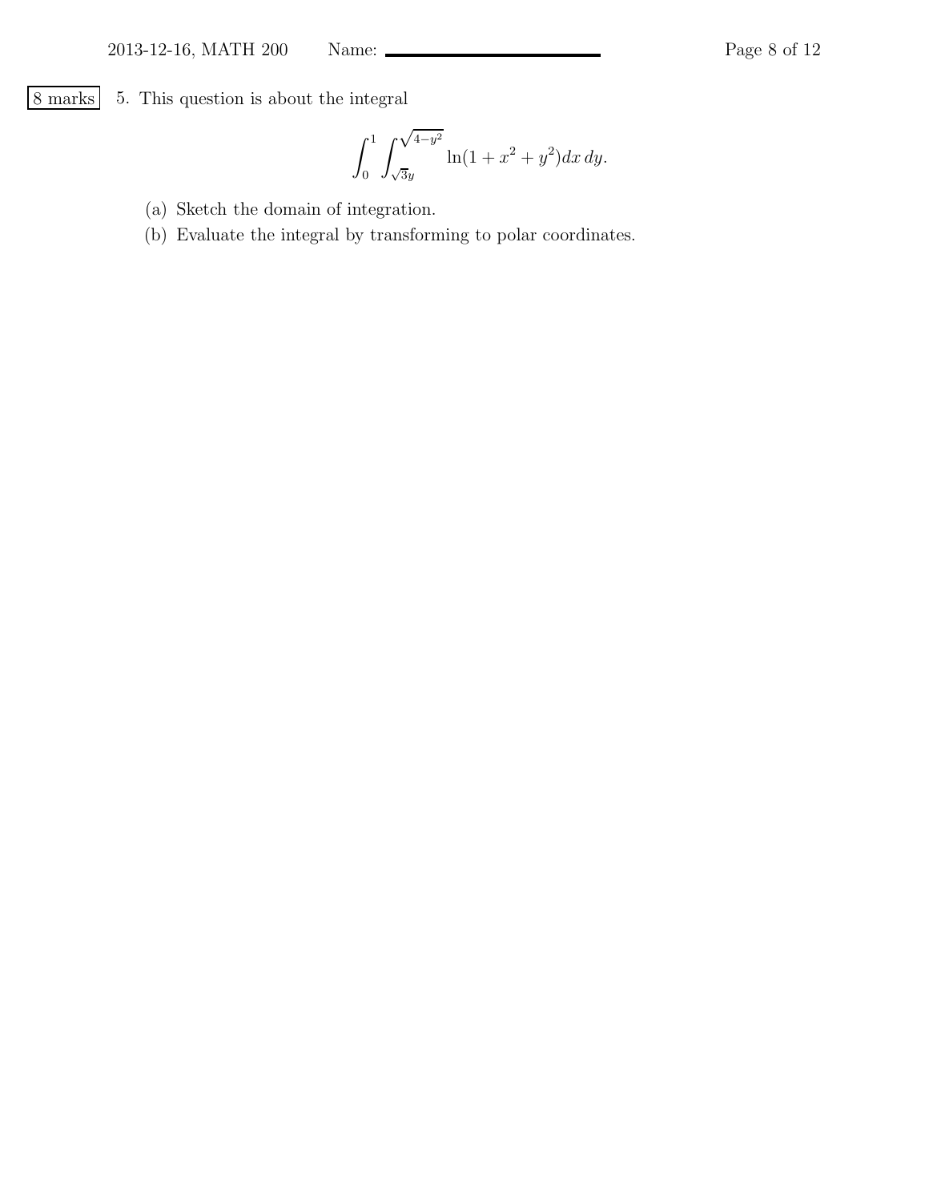8 marks

5. This question is about the integral

$$\int_0^1 \int_{\sqrt{3}y}^{\sqrt{4-y^2}} \ln(1 + x^2 + y^2) dx\, dy.$$

(a) Sketch the domain of integration.

(b) Evaluate the integral by transforming to polar coordinates.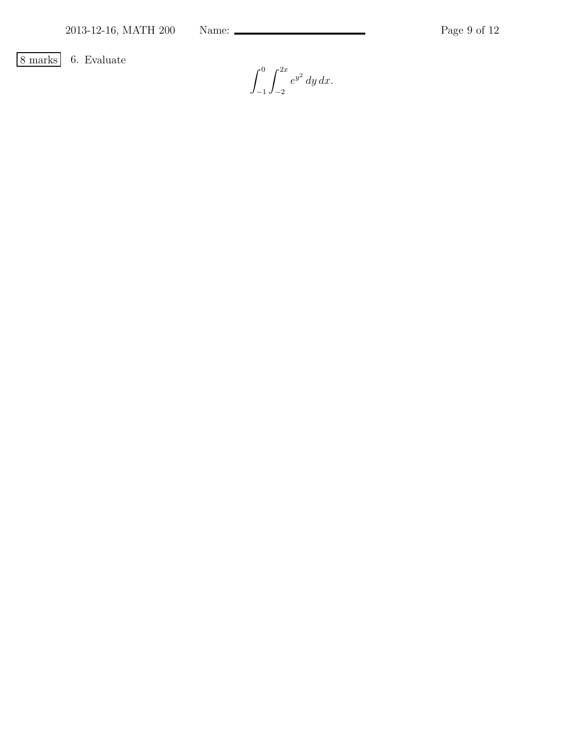8 marks 6. Evaluate

$$\int_{-1}^{0}\int_{-2}^{2x} e^{y^2}\,dy\,dx.$$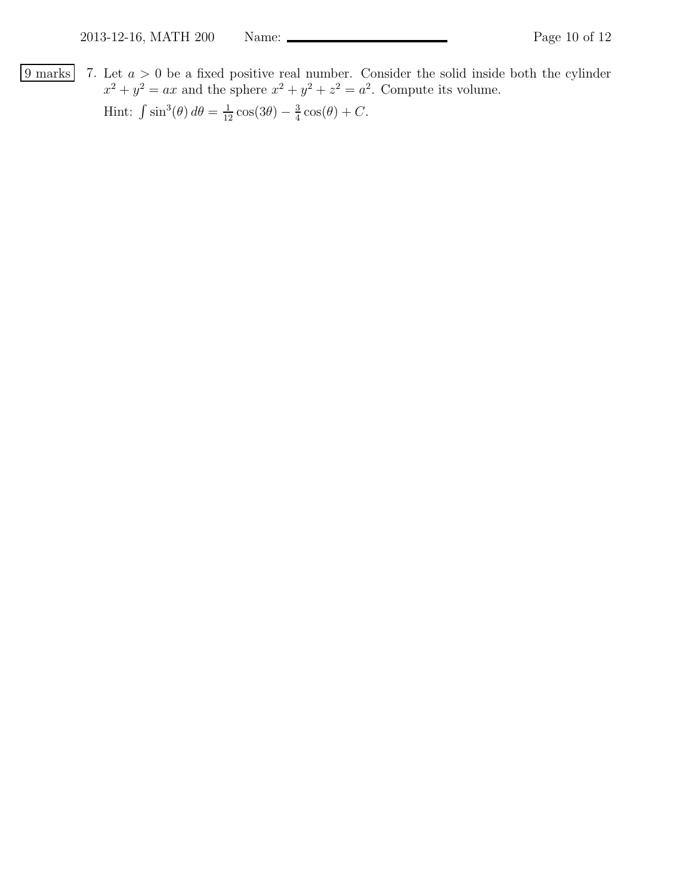9 marks

7. Let $a > 0$ be a fixed positive real number. Consider the solid inside both the cylinder $x^2 + y^2 = ax$ and the sphere $x^2 + y^2 + z^2 = a^2$. Compute its volume.

   Hint: $\int \sin^3(\theta)\, d\theta = \frac{1}{12}\cos(3\theta) - \frac{3}{4}\cos(\theta) + C$.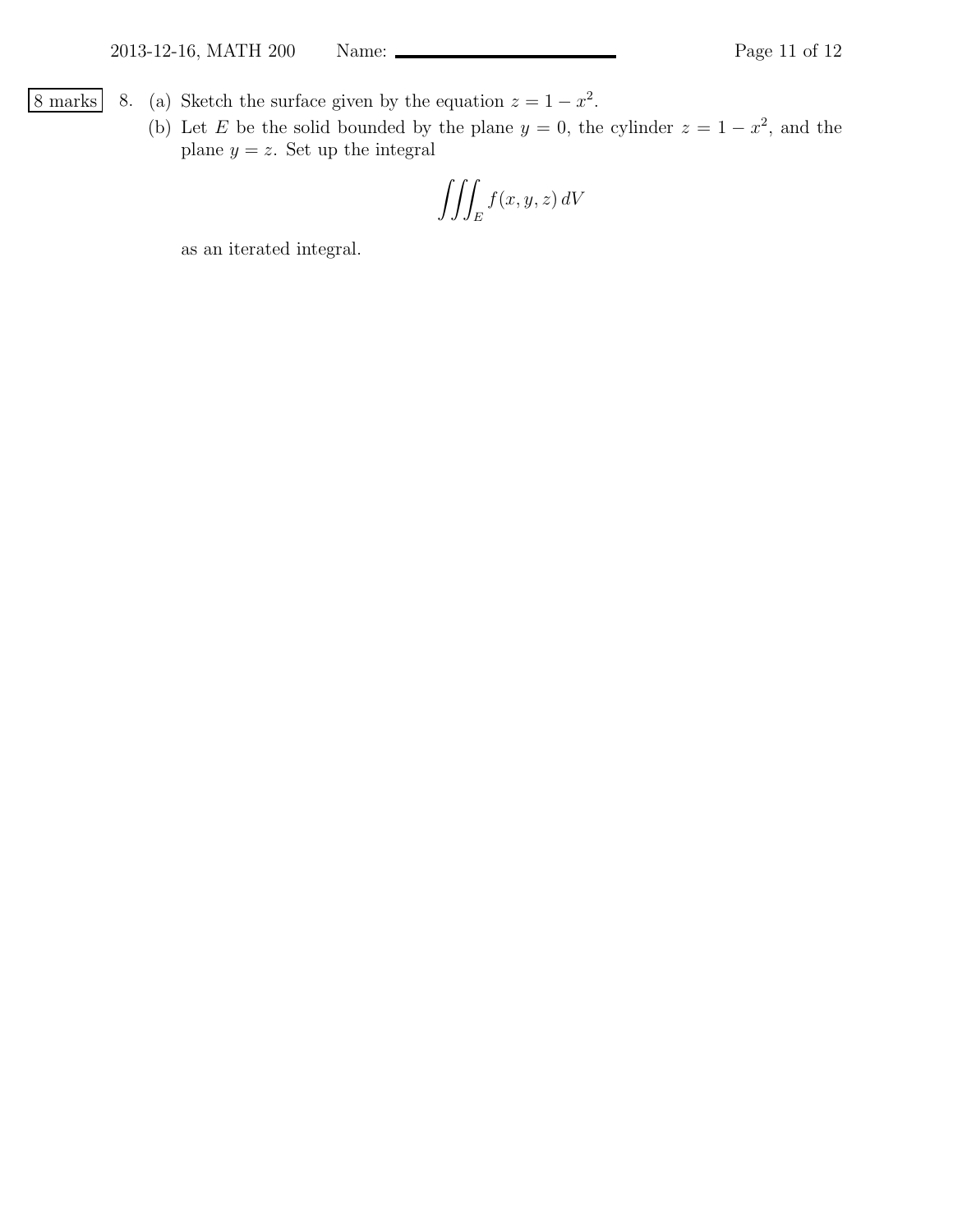8 marks

8. (a) Sketch the surface given by the equation $z = 1 - x^2$.

   (b) Let $E$ be the solid bounded by the plane $y = 0$, the cylinder $z = 1 - x^2$, and the plane $y = z$. Set up the integral

$$\iiint_E f(x, y, z)\, dV$$

as an iterated integral.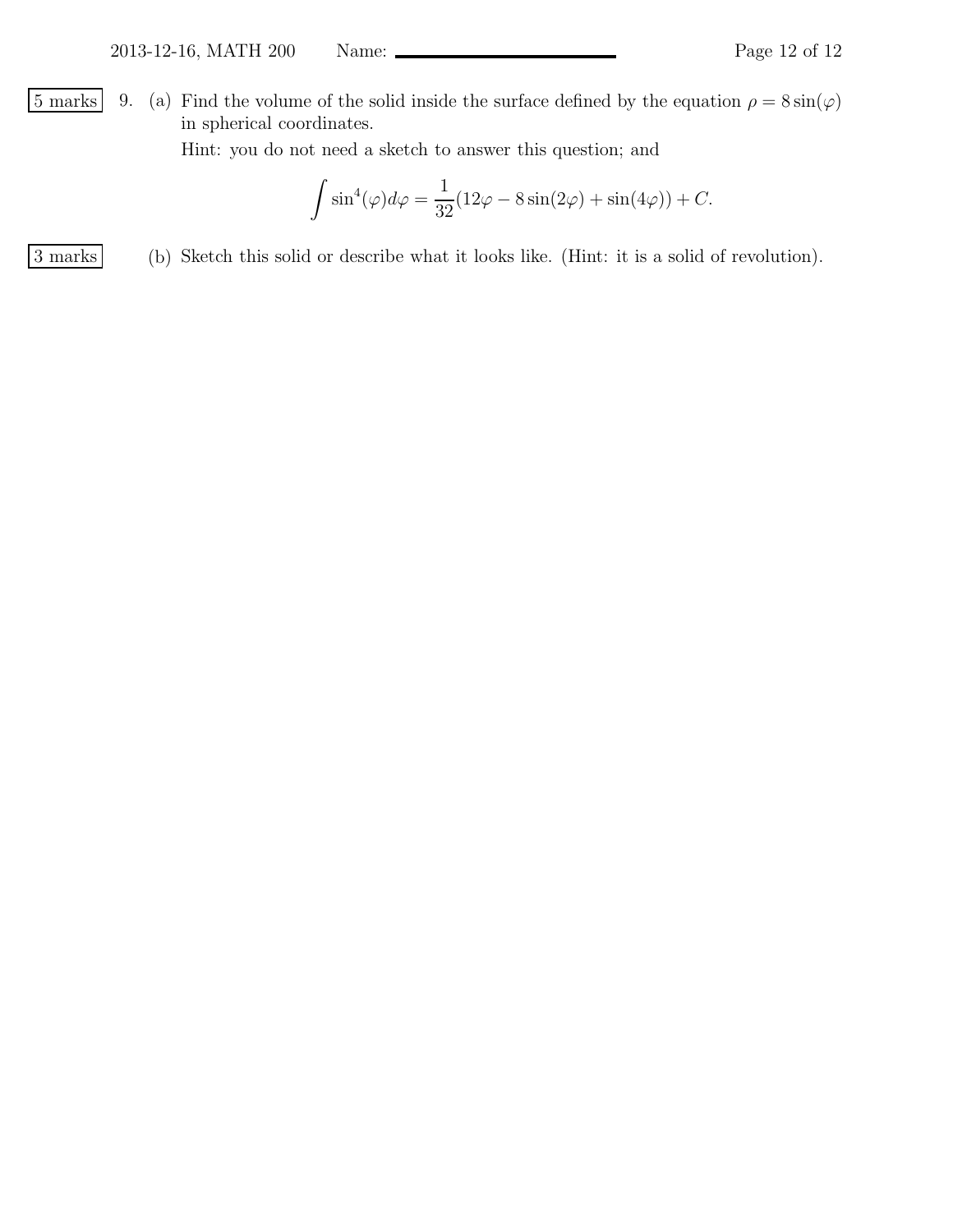5 marks

9. (a) Find the volume of the solid inside the surface defined by the equation $\rho = 8\sin(\varphi)$ in spherical coordinates.

Hint: you do not need a sketch to answer this question; and

$$\int \sin^4(\varphi)d\varphi = \frac{1}{32}(12\varphi - 8\sin(2\varphi) + \sin(4\varphi)) + C.$$

3 marks

(b) Sketch this solid or describe what it looks like. (Hint: it is a solid of revolution).